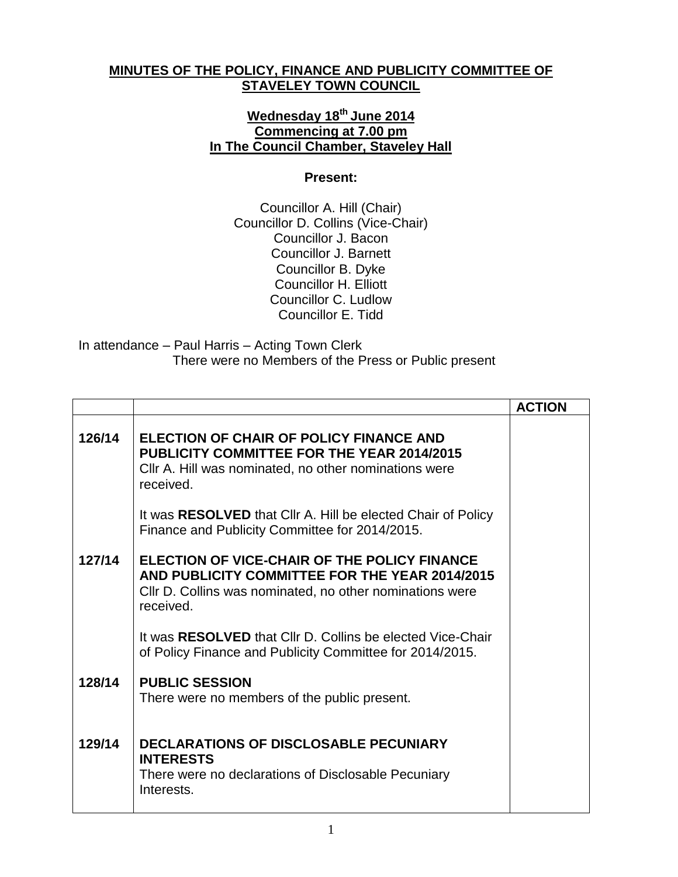# MINUTES OF THE POLICY, FINANCE AND PUBLICITY COMMITTEE OF STAVELEY TOWN COUNCIL

**Wednesday 18th June 2014**
**Commencing at 7.00 pm**
**In The Council Chamber, Staveley Hall**

**Present:**

Councillor A. Hill (Chair)
Councillor D. Collins (Vice-Chair)
Councillor J. Bacon
Councillor J. Barnett
Councillor B. Dyke
Councillor H. Elliott
Councillor C. Ludlow
Councillor E. Tidd

In attendance – Paul Harris – Acting Town Clerk
There were no Members of the Press or Public present

| | | ACTION |
|---|---|---|
| 126/14 | **ELECTION OF CHAIR OF POLICY FINANCE AND PUBLICITY COMMITTEE FOR THE YEAR 2014/2015**<br>Cllr A. Hill was nominated, no other nominations were received.<br><br>It was **RESOLVED** that Cllr A. Hill be elected Chair of Policy Finance and Publicity Committee for 2014/2015. | |
| 127/14 | **ELECTION OF VICE-CHAIR OF THE POLICY FINANCE AND PUBLICITY COMMITTEE FOR THE YEAR 2014/2015**<br>Cllr D. Collins was nominated, no other nominations were received.<br><br>It was **RESOLVED** that Cllr D. Collins be elected Vice-Chair of Policy Finance and Publicity Committee for 2014/2015. | |
| 128/14 | **PUBLIC SESSION**<br>There were no members of the public present. | |
| 129/14 | **DECLARATIONS OF DISCLOSABLE PECUNIARY INTERESTS**<br>There were no declarations of Disclosable Pecuniary Interests. | |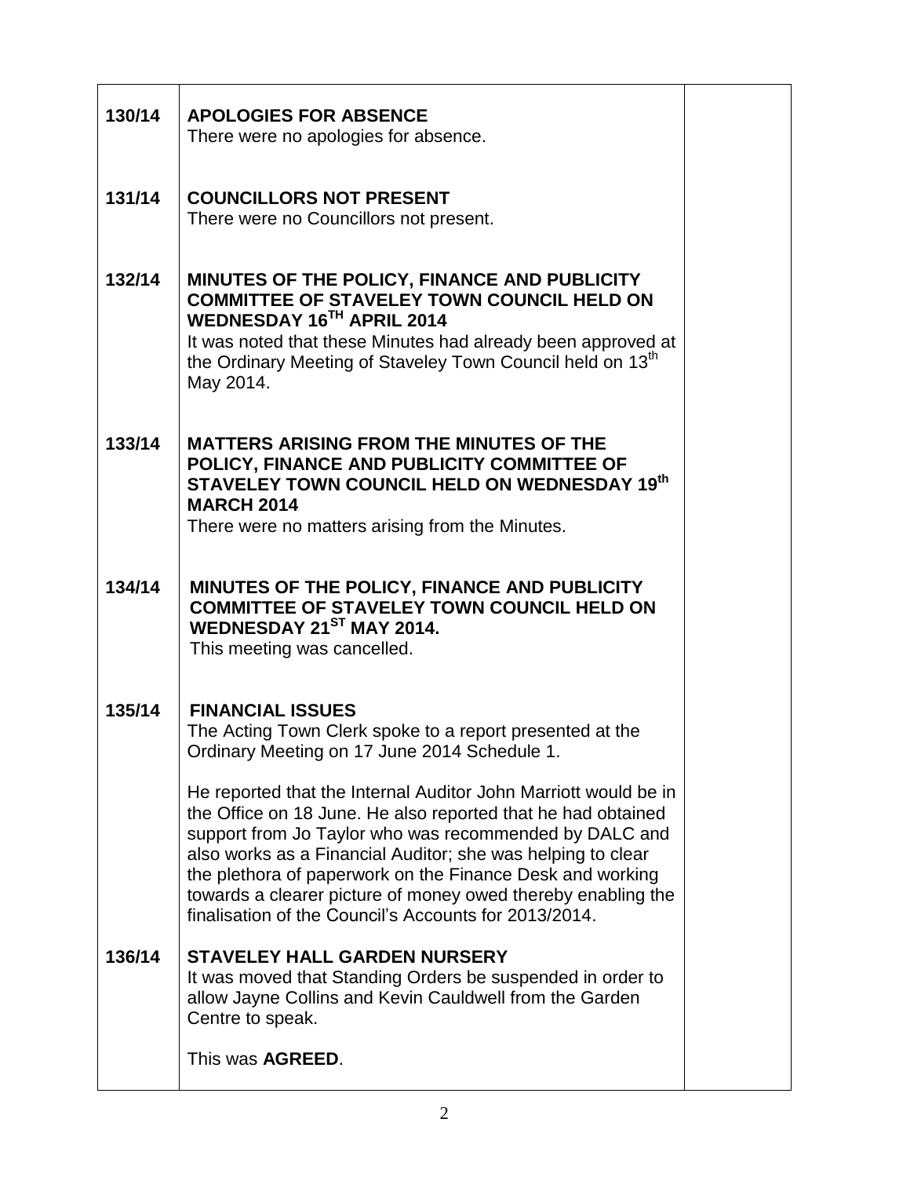| | | |
|---|---|---|
| 130/14 | **APOLOGIES FOR ABSENCE**<br>There were no apologies for absence. | |
| 131/14 | **COUNCILLORS NOT PRESENT**<br>There were no Councillors not present. | |
| 132/14 | **MINUTES OF THE POLICY, FINANCE AND PUBLICITY COMMITTEE OF STAVELEY TOWN COUNCIL HELD ON WEDNESDAY 16TH APRIL 2014**<br>It was noted that these Minutes had already been approved at the Ordinary Meeting of Staveley Town Council held on 13th May 2014. | |
| 133/14 | **MATTERS ARISING FROM THE MINUTES OF THE POLICY, FINANCE AND PUBLICITY COMMITTEE OF STAVELEY TOWN COUNCIL HELD ON WEDNESDAY 19th MARCH 2014**<br>There were no matters arising from the Minutes. | |
| 134/14 | **MINUTES OF THE POLICY, FINANCE AND PUBLICITY COMMITTEE OF STAVELEY TOWN COUNCIL HELD ON WEDNESDAY 21ST MAY 2014.**<br>This meeting was cancelled. | |
| 135/14 | **FINANCIAL ISSUES**<br>The Acting Town Clerk spoke to a report presented at the Ordinary Meeting on 17 June 2014 Schedule 1.<br><br>He reported that the Internal Auditor John Marriott would be in the Office on 18 June. He also reported that he had obtained support from Jo Taylor who was recommended by DALC and also works as a Financial Auditor; she was helping to clear the plethora of paperwork on the Finance Desk and working towards a clearer picture of money owed thereby enabling the finalisation of the Council's Accounts for 2013/2014. | |
| 136/14 | **STAVELEY HALL GARDEN NURSERY**<br>It was moved that Standing Orders be suspended in order to allow Jayne Collins and Kevin Cauldwell from the Garden Centre to speak.<br><br>This was **AGREED**. | |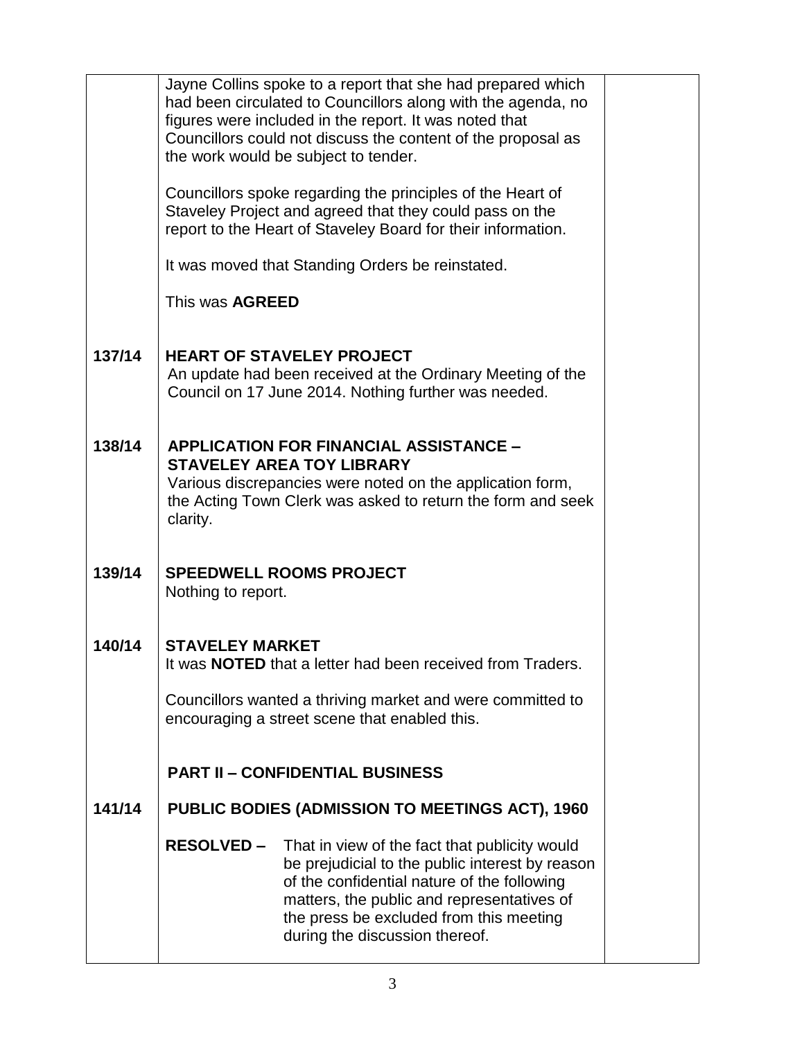| | | |
|---|---|---|
| | Jayne Collins spoke to a report that she had prepared which had been circulated to Councillors along with the agenda, no figures were included in the report. It was noted that Councillors could not discuss the content of the proposal as the work would be subject to tender.<br><br>Councillors spoke regarding the principles of the Heart of Staveley Project and agreed that they could pass on the report to the Heart of Staveley Board for their information.<br><br>It was moved that Standing Orders be reinstated.<br><br>This was **AGREED** | |
| **137/14** | **HEART OF STAVELEY PROJECT**<br>An update had been received at the Ordinary Meeting of the Council on 17 June 2014. Nothing further was needed. | |
| **138/14** | **APPLICATION FOR FINANCIAL ASSISTANCE – STAVELEY AREA TOY LIBRARY**<br>Various discrepancies were noted on the application form, the Acting Town Clerk was asked to return the form and seek clarity. | |
| **139/14** | **SPEEDWELL ROOMS PROJECT**<br>Nothing to report. | |
| **140/14** | **STAVELEY MARKET**<br>It was **NOTED** that a letter had been received from Traders.<br><br>Councillors wanted a thriving market and were committed to encouraging a street scene that enabled this. | |
| | **PART II – CONFIDENTIAL BUSINESS** | |
| **141/14** | **PUBLIC BODIES (ADMISSION TO MEETINGS ACT), 1960**<br><br>**RESOLVED –** That in view of the fact that publicity would be prejudicial to the public interest by reason of the confidential nature of the following matters, the public and representatives of the press be excluded from this meeting during the discussion thereof. | |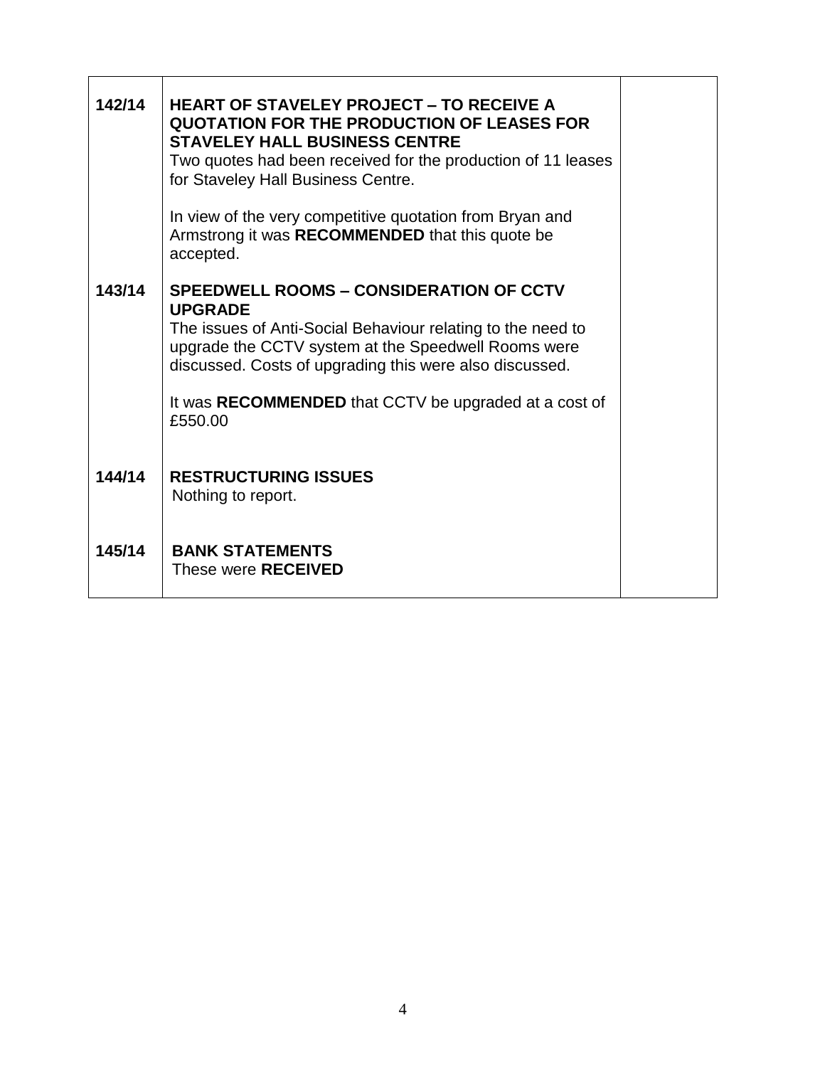| | | |
|---|---|---|
| **142/14** | **HEART OF STAVELEY PROJECT – TO RECEIVE A QUOTATION FOR THE PRODUCTION OF LEASES FOR STAVELEY HALL BUSINESS CENTRE**<br>Two quotes had been received for the production of 11 leases for Staveley Hall Business Centre.<br><br>In view of the very competitive quotation from Bryan and Armstrong it was **RECOMMENDED** that this quote be accepted. | |
| **143/14** | **SPEEDWELL ROOMS – CONSIDERATION OF CCTV UPGRADE**<br>The issues of Anti-Social Behaviour relating to the need to upgrade the CCTV system at the Speedwell Rooms were discussed. Costs of upgrading this were also discussed.<br><br>It was **RECOMMENDED** that CCTV be upgraded at a cost of £550.00 | |
| **144/14** | **RESTRUCTURING ISSUES**<br>Nothing to report. | |
| **145/14** | **BANK STATEMENTS**<br>These were **RECEIVED** | |